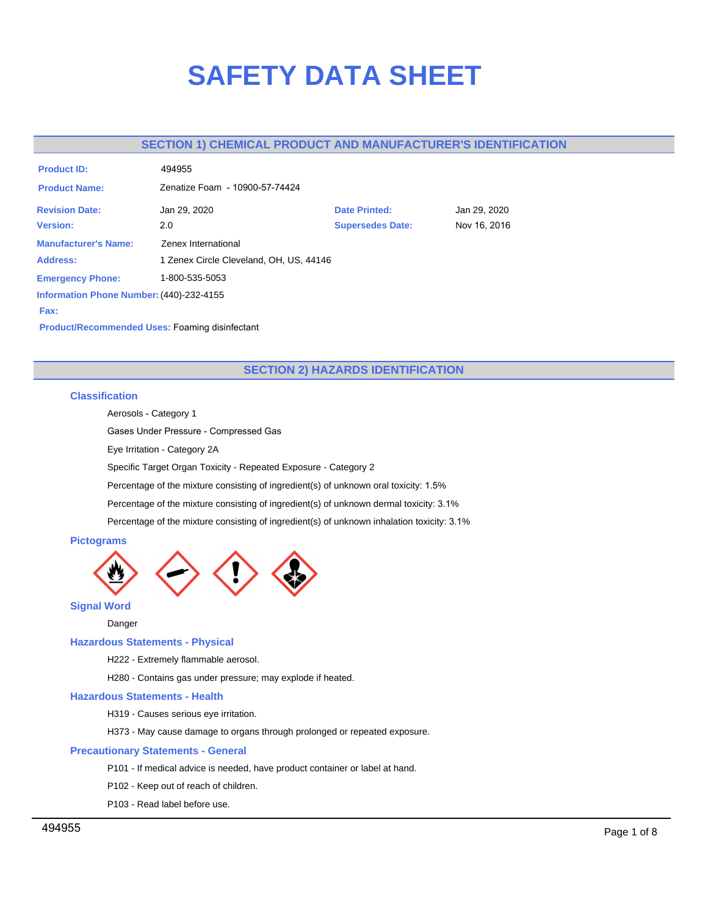# SAFETY DATA SHEET

## SECTION 1) CHEMICAL PRODUCT AND MANUFACTURER'S IDENTIFICATION

**Product ID:** 494955

**Product Name:** Zenatize Foam - 10900-57-74424

| | | | |
|---|---|---|---|
| **Revision Date:** | Jan 29, 2020 | **Date Printed:** | Jan 29, 2020 |
| **Version:** | 2.0 | **Supersedes Date:** | Nov 16, 2016 |

**Manufacturer's Name:** Zenex International

**Address:** 1 Zenex Circle Cleveland, OH, US, 44146

**Emergency Phone:** 1-800-535-5053

**Information Phone Number:** (440)-232-4155

**Fax:**

**Product/Recommended Uses:** Foaming disinfectant

## SECTION 2) HAZARDS IDENTIFICATION

### Classification

Aerosols - Category 1

Gases Under Pressure - Compressed Gas

Eye Irritation - Category 2A

Specific Target Organ Toxicity - Repeated Exposure - Category 2

Percentage of the mixture consisting of ingredient(s) of unknown oral toxicity: 1.5%

Percentage of the mixture consisting of ingredient(s) of unknown dermal toxicity: 3.1%

Percentage of the mixture consisting of ingredient(s) of unknown inhalation toxicity: 3.1%

### Pictograms

### Signal Word

Danger

### Hazardous Statements - Physical

H222 - Extremely flammable aerosol.

H280 - Contains gas under pressure; may explode if heated.

### Hazardous Statements - Health

H319 - Causes serious eye irritation.

H373 - May cause damage to organs through prolonged or repeated exposure.

### Precautionary Statements - General

P101 - If medical advice is needed, have product container or label at hand.

P102 - Keep out of reach of children.

P103 - Read label before use.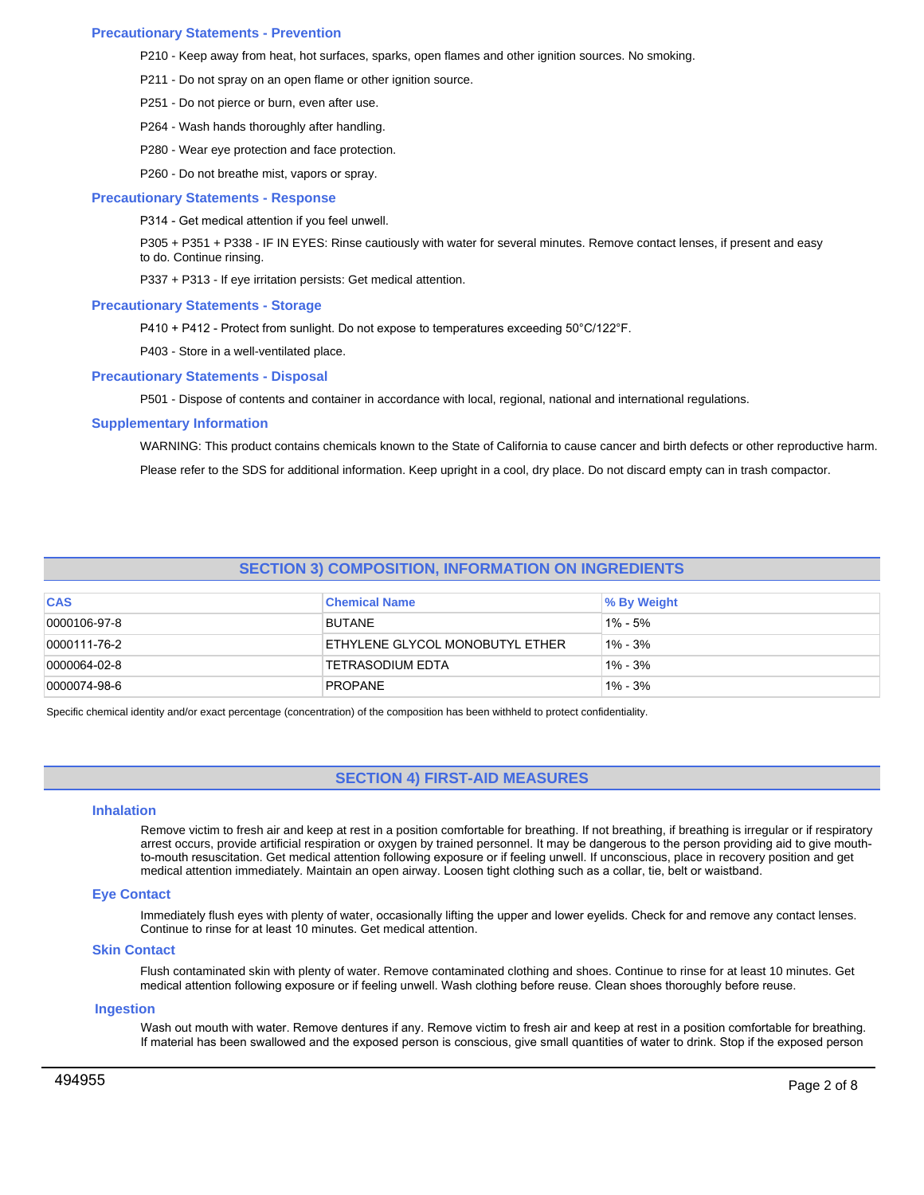### Precautionary Statements - Prevention

P210 - Keep away from heat, hot surfaces, sparks, open flames and other ignition sources. No smoking.

P211 - Do not spray on an open flame or other ignition source.

P251 - Do not pierce or burn, even after use.

P264 - Wash hands thoroughly after handling.

P280 - Wear eye protection and face protection.

P260 - Do not breathe mist, vapors or spray.

### Precautionary Statements - Response

P314 - Get medical attention if you feel unwell.

P305 + P351 + P338 - IF IN EYES: Rinse cautiously with water for several minutes. Remove contact lenses, if present and easy to do. Continue rinsing.

P337 + P313 - If eye irritation persists: Get medical attention.

### Precautionary Statements - Storage

P410 + P412 - Protect from sunlight. Do not expose to temperatures exceeding 50°C/122°F.

P403 - Store in a well-ventilated place.

### Precautionary Statements - Disposal

P501 - Dispose of contents and container in accordance with local, regional, national and international regulations.

### Supplementary Information

WARNING: This product contains chemicals known to the State of California to cause cancer and birth defects or other reproductive harm.

Please refer to the SDS for additional information. Keep upright in a cool, dry place. Do not discard empty can in trash compactor.

## SECTION 3) COMPOSITION, INFORMATION ON INGREDIENTS

| CAS | Chemical Name | % By Weight |
|---|---|---|
| 0000106-97-8 | BUTANE | 1% - 5% |
| 0000111-76-2 | ETHYLENE GLYCOL MONOBUTYL ETHER | 1% - 3% |
| 0000064-02-8 | TETRASODIUM EDTA | 1% - 3% |
| 0000074-98-6 | PROPANE | 1% - 3% |

Specific chemical identity and/or exact percentage (concentration) of the composition has been withheld to protect confidentiality.

## SECTION 4) FIRST-AID MEASURES

### Inhalation

Remove victim to fresh air and keep at rest in a position comfortable for breathing. If not breathing, if breathing is irregular or if respiratory arrest occurs, provide artificial respiration or oxygen by trained personnel. It may be dangerous to the person providing aid to give mouth-to-mouth resuscitation. Get medical attention following exposure or if feeling unwell. If unconscious, place in recovery position and get medical attention immediately. Maintain an open airway. Loosen tight clothing such as a collar, tie, belt or waistband.

### Eye Contact

Immediately flush eyes with plenty of water, occasionally lifting the upper and lower eyelids. Check for and remove any contact lenses. Continue to rinse for at least 10 minutes. Get medical attention.

### Skin Contact

Flush contaminated skin with plenty of water. Remove contaminated clothing and shoes. Continue to rinse for at least 10 minutes. Get medical attention following exposure or if feeling unwell. Wash clothing before reuse. Clean shoes thoroughly before reuse.

### Ingestion

Wash out mouth with water. Remove dentures if any. Remove victim to fresh air and keep at rest in a position comfortable for breathing. If material has been swallowed and the exposed person is conscious, give small quantities of water to drink. Stop if the exposed person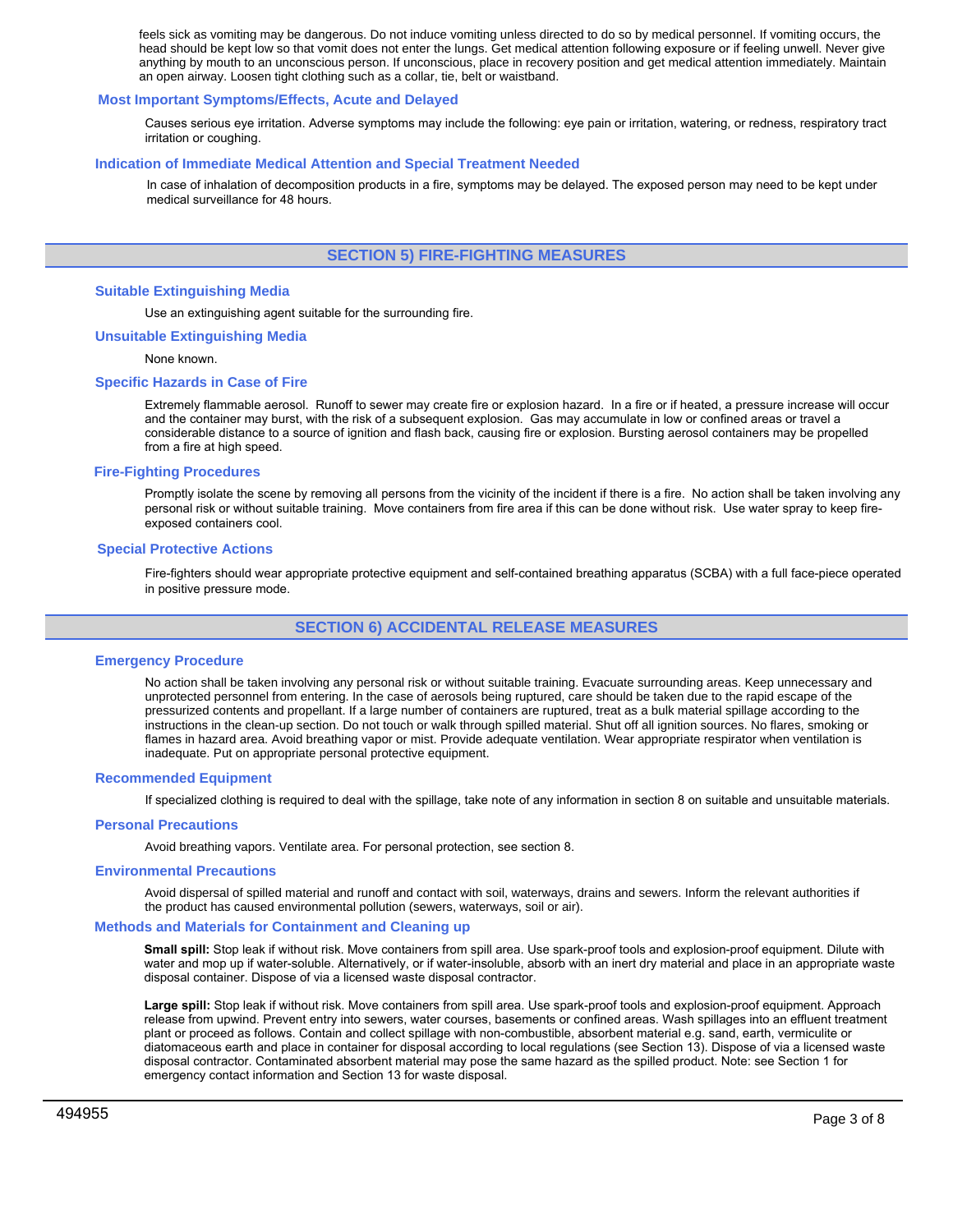feels sick as vomiting may be dangerous. Do not induce vomiting unless directed to do so by medical personnel. If vomiting occurs, the head should be kept low so that vomit does not enter the lungs. Get medical attention following exposure or if feeling unwell. Never give anything by mouth to an unconscious person. If unconscious, place in recovery position and get medical attention immediately. Maintain an open airway. Loosen tight clothing such as a collar, tie, belt or waistband.

### Most Important Symptoms/Effects, Acute and Delayed

Causes serious eye irritation. Adverse symptoms may include the following: eye pain or irritation, watering, or redness, respiratory tract irritation or coughing.

### Indication of Immediate Medical Attention and Special Treatment Needed

In case of inhalation of decomposition products in a fire, symptoms may be delayed. The exposed person may need to be kept under medical surveillance for 48 hours.

## SECTION 5) FIRE-FIGHTING MEASURES

### Suitable Extinguishing Media

Use an extinguishing agent suitable for the surrounding fire.

### Unsuitable Extinguishing Media

None known.

### Specific Hazards in Case of Fire

Extremely flammable aerosol. Runoff to sewer may create fire or explosion hazard. In a fire or if heated, a pressure increase will occur and the container may burst, with the risk of a subsequent explosion. Gas may accumulate in low or confined areas or travel a considerable distance to a source of ignition and flash back, causing fire or explosion. Bursting aerosol containers may be propelled from a fire at high speed.

### Fire-Fighting Procedures

Promptly isolate the scene by removing all persons from the vicinity of the incident if there is a fire. No action shall be taken involving any personal risk or without suitable training. Move containers from fire area if this can be done without risk. Use water spray to keep fire-exposed containers cool.

### Special Protective Actions

Fire-fighters should wear appropriate protective equipment and self-contained breathing apparatus (SCBA) with a full face-piece operated in positive pressure mode.

## SECTION 6) ACCIDENTAL RELEASE MEASURES

### Emergency Procedure

No action shall be taken involving any personal risk or without suitable training. Evacuate surrounding areas. Keep unnecessary and unprotected personnel from entering. In the case of aerosols being ruptured, care should be taken due to the rapid escape of the pressurized contents and propellant. If a large number of containers are ruptured, treat as a bulk material spillage according to the instructions in the clean-up section. Do not touch or walk through spilled material. Shut off all ignition sources. No flares, smoking or flames in hazard area. Avoid breathing vapor or mist. Provide adequate ventilation. Wear appropriate respirator when ventilation is inadequate. Put on appropriate personal protective equipment.

### Recommended Equipment

If specialized clothing is required to deal with the spillage, take note of any information in section 8 on suitable and unsuitable materials.

### Personal Precautions

Avoid breathing vapors. Ventilate area. For personal protection, see section 8.

### Environmental Precautions

Avoid dispersal of spilled material and runoff and contact with soil, waterways, drains and sewers. Inform the relevant authorities if the product has caused environmental pollution (sewers, waterways, soil or air).

### Methods and Materials for Containment and Cleaning up

**Small spill:** Stop leak if without risk. Move containers from spill area. Use spark-proof tools and explosion-proof equipment. Dilute with water and mop up if water-soluble. Alternatively, or if water-insoluble, absorb with an inert dry material and place in an appropriate waste disposal container. Dispose of via a licensed waste disposal contractor.

**Large spill:** Stop leak if without risk. Move containers from spill area. Use spark-proof tools and explosion-proof equipment. Approach release from upwind. Prevent entry into sewers, water courses, basements or confined areas. Wash spillages into an effluent treatment plant or proceed as follows. Contain and collect spillage with non-combustible, absorbent material e.g. sand, earth, vermiculite or diatomaceous earth and place in container for disposal according to local regulations (see Section 13). Dispose of via a licensed waste disposal contractor. Contaminated absorbent material may pose the same hazard as the spilled product. Note: see Section 1 for emergency contact information and Section 13 for waste disposal.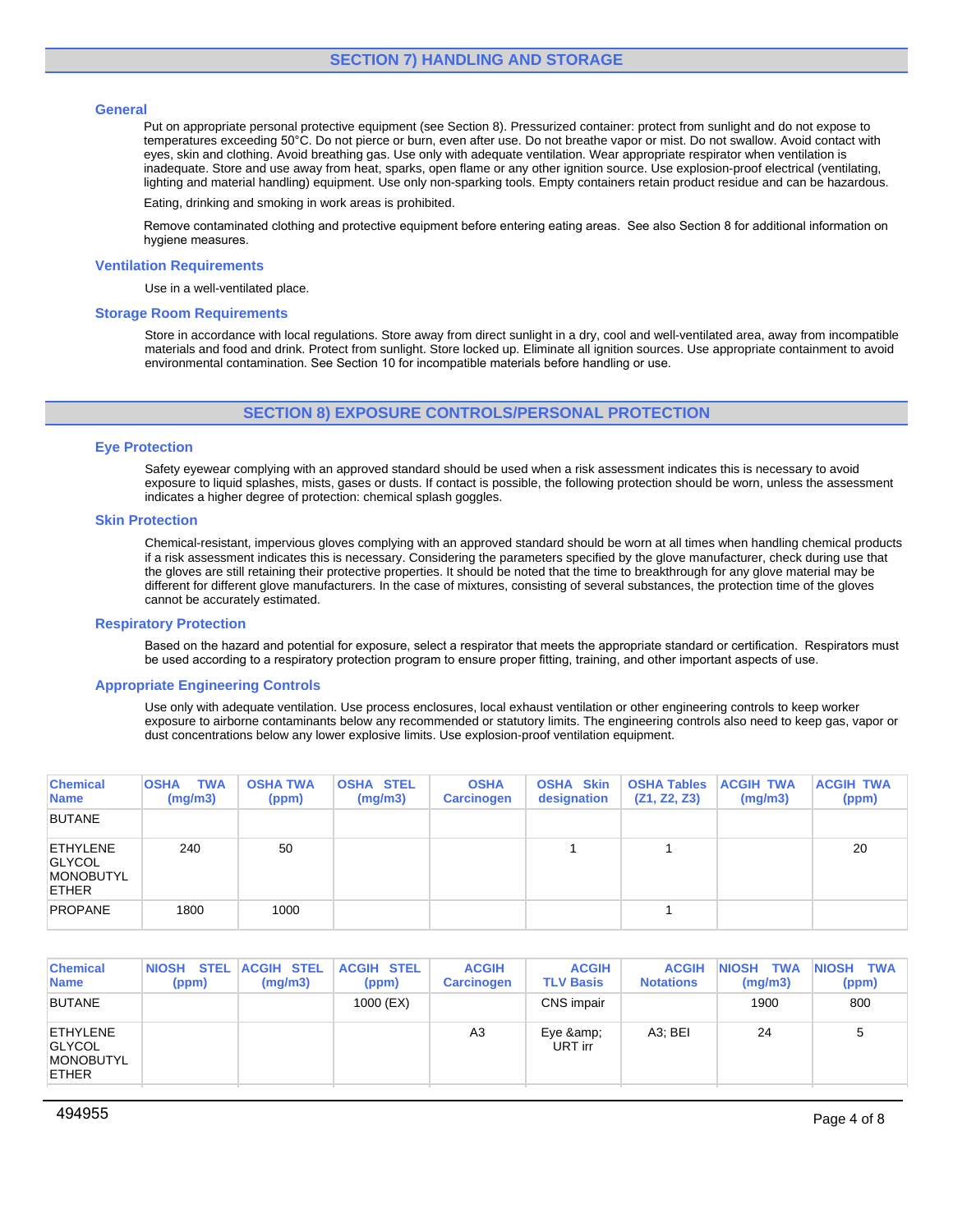## SECTION 7) HANDLING AND STORAGE

### General

Put on appropriate personal protective equipment (see Section 8). Pressurized container: protect from sunlight and do not expose to temperatures exceeding 50°C. Do not pierce or burn, even after use. Do not breathe vapor or mist. Do not swallow. Avoid contact with eyes, skin and clothing. Avoid breathing gas. Use only with adequate ventilation. Wear appropriate respirator when ventilation is inadequate. Store and use away from heat, sparks, open flame or any other ignition source. Use explosion-proof electrical (ventilating, lighting and material handling) equipment. Use only non-sparking tools. Empty containers retain product residue and can be hazardous.

Eating, drinking and smoking in work areas is prohibited.

Remove contaminated clothing and protective equipment before entering eating areas. See also Section 8 for additional information on hygiene measures.

### Ventilation Requirements

Use in a well-ventilated place.

### Storage Room Requirements

Store in accordance with local regulations. Store away from direct sunlight in a dry, cool and well-ventilated area, away from incompatible materials and food and drink. Protect from sunlight. Store locked up. Eliminate all ignition sources. Use appropriate containment to avoid environmental contamination. See Section 10 for incompatible materials before handling or use.

## SECTION 8) EXPOSURE CONTROLS/PERSONAL PROTECTION

### Eye Protection

Safety eyewear complying with an approved standard should be used when a risk assessment indicates this is necessary to avoid exposure to liquid splashes, mists, gases or dusts. If contact is possible, the following protection should be worn, unless the assessment indicates a higher degree of protection: chemical splash goggles.

### Skin Protection

Chemical-resistant, impervious gloves complying with an approved standard should be worn at all times when handling chemical products if a risk assessment indicates this is necessary. Considering the parameters specified by the glove manufacturer, check during use that the gloves are still retaining their protective properties. It should be noted that the time to breakthrough for any glove material may be different for different glove manufacturers. In the case of mixtures, consisting of several substances, the protection time of the gloves cannot be accurately estimated.

### Respiratory Protection

Based on the hazard and potential for exposure, select a respirator that meets the appropriate standard or certification. Respirators must be used according to a respiratory protection program to ensure proper fitting, training, and other important aspects of use.

### Appropriate Engineering Controls

Use only with adequate ventilation. Use process enclosures, local exhaust ventilation or other engineering controls to keep worker exposure to airborne contaminants below any recommended or statutory limits. The engineering controls also need to keep gas, vapor or dust concentrations below any lower explosive limits. Use explosion-proof ventilation equipment.

| Chemical Name | OSHA TWA (mg/m3) | OSHA TWA (ppm) | OSHA STEL (mg/m3) | OSHA Carcinogen | OSHA Skin designation | OSHA Tables (Z1, Z2, Z3) | ACGIH TWA (mg/m3) | ACGIH TWA (ppm) |
|---|---|---|---|---|---|---|---|---|
| BUTANE | | | | | | | | |
| ETHYLENE GLYCOL MONOBUTYL ETHER | 240 | 50 | | | 1 | 1 | | 20 |
| PROPANE | 1800 | 1000 | | | | 1 | | |

| Chemical Name | NIOSH STEL (ppm) | ACGIH STEL (mg/m3) | ACGIH STEL (ppm) | ACGIH Carcinogen | ACGIH TLV Basis | ACGIH Notations | NIOSH TWA (mg/m3) | NIOSH TWA (ppm) |
|---|---|---|---|---|---|---|---|---|
| BUTANE | | | 1000 (EX) | | CNS impair | | 1900 | 800 |
| ETHYLENE GLYCOL MONOBUTYL ETHER | | | | A3 | Eye &amp; URT irr | A3; BEI | 24 | 5 |

494955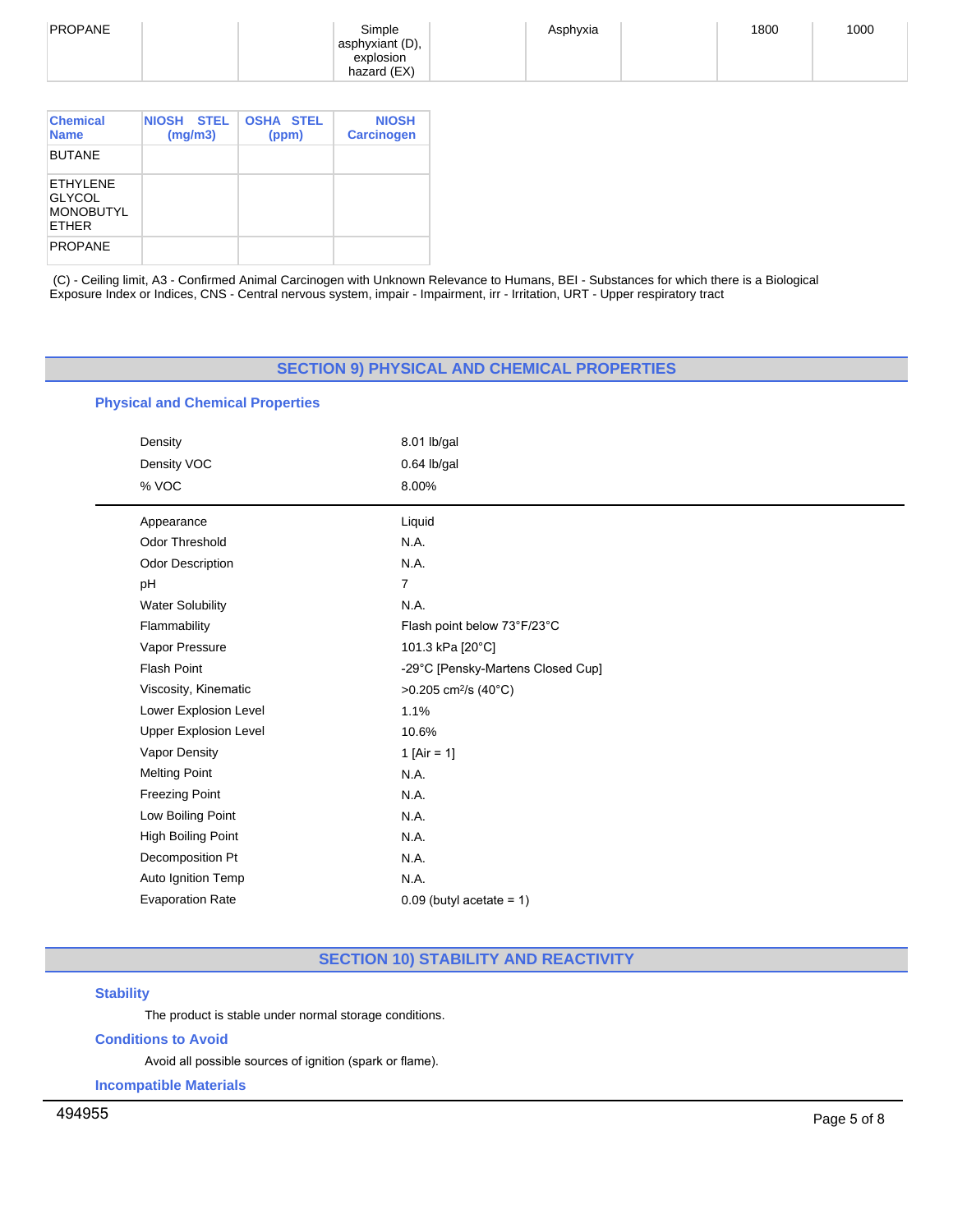| PROPANE | | | Simple asphyxiant (D), explosion hazard (EX) | | Asphyxia | | 1800 | 1000 |
|---|---|---|---|---|---|---|---|---|

| Chemical Name | NIOSH STEL (mg/m3) | OSHA STEL (ppm) | NIOSH Carcinogen |
|---|---|---|---|
| BUTANE | | | |
| ETHYLENE GLYCOL MONOBUTYL ETHER | | | |
| PROPANE | | | |

(C) - Ceiling limit, A3 - Confirmed Animal Carcinogen with Unknown Relevance to Humans, BEI - Substances for which there is a Biological Exposure Index or Indices, CNS - Central nervous system, impair - Impairment, irr - Irritation, URT - Upper respiratory tract

## SECTION 9) PHYSICAL AND CHEMICAL PROPERTIES

### Physical and Chemical Properties

| | |
|---|---|
| Density | 8.01 lb/gal |
| Density VOC | 0.64 lb/gal |
| % VOC | 8.00% |

| | |
|---|---|
| Appearance | Liquid |
| Odor Threshold | N.A. |
| Odor Description | N.A. |
| pH | 7 |
| Water Solubility | N.A. |
| Flammability | Flash point below 73°F/23°C |
| Vapor Pressure | 101.3 kPa [20°C] |
| Flash Point | -29°C [Pensky-Martens Closed Cup] |
| Viscosity, Kinematic | >0.205 $cm^2/s$ (40°C) |
| Lower Explosion Level | 1.1% |
| Upper Explosion Level | 10.6% |
| Vapor Density | 1 [Air = 1] |
| Melting Point | N.A. |
| Freezing Point | N.A. |
| Low Boiling Point | N.A. |
| High Boiling Point | N.A. |
| Decomposition Pt | N.A. |
| Auto Ignition Temp | N.A. |
| Evaporation Rate | 0.09 (butyl acetate = 1) |

## SECTION 10) STABILITY AND REACTIVITY

### Stability

The product is stable under normal storage conditions.

### Conditions to Avoid

Avoid all possible sources of ignition (spark or flame).

### Incompatible Materials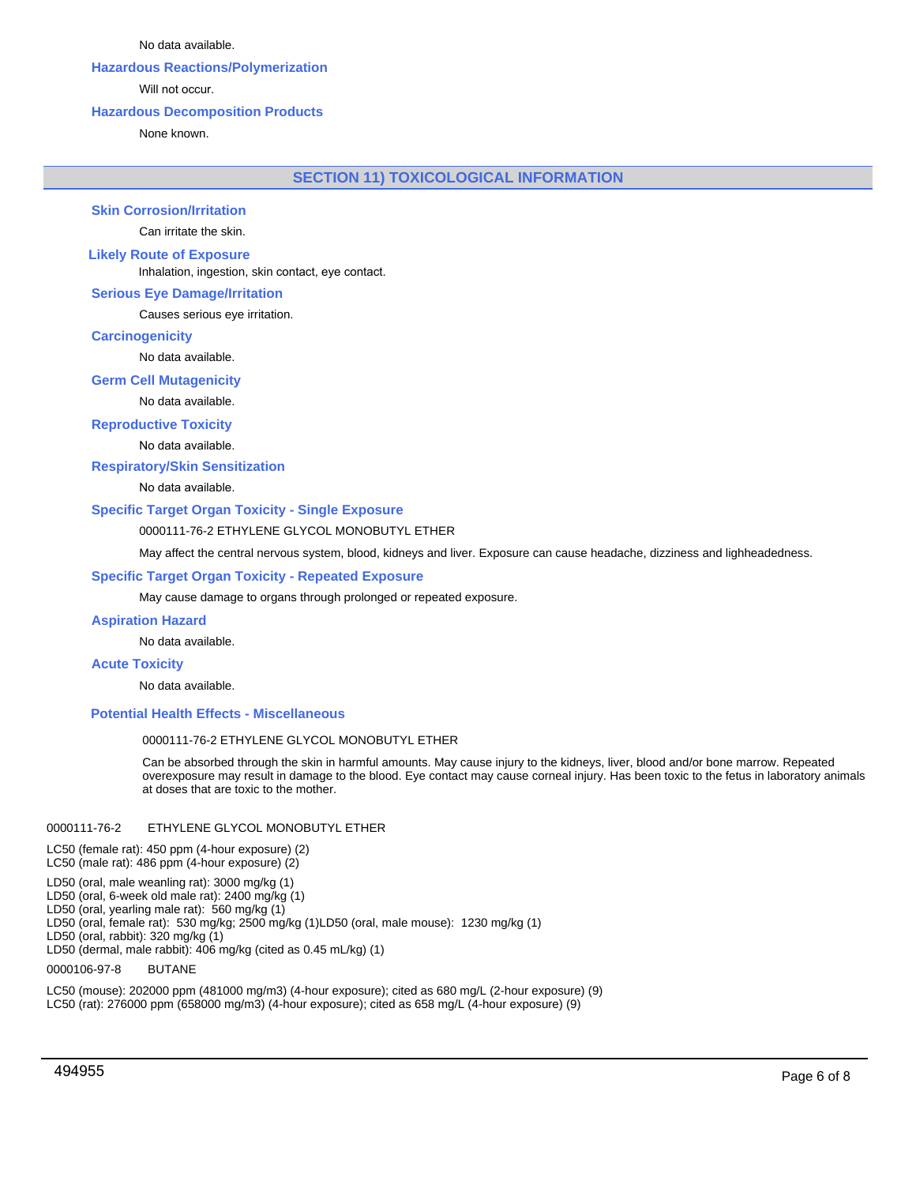No data available.

### Hazardous Reactions/Polymerization

Will not occur.

### Hazardous Decomposition Products

None known.

## SECTION 11) TOXICOLOGICAL INFORMATION

### Skin Corrosion/Irritation

Can irritate the skin.

### Likely Route of Exposure

Inhalation, ingestion, skin contact, eye contact.

### Serious Eye Damage/Irritation

Causes serious eye irritation.

### Carcinogenicity

No data available.

### Germ Cell Mutagenicity

No data available.

### Reproductive Toxicity

No data available.

### Respiratory/Skin Sensitization

No data available.

### Specific Target Organ Toxicity - Single Exposure

0000111-76-2 ETHYLENE GLYCOL MONOBUTYL ETHER

May affect the central nervous system, blood, kidneys and liver. Exposure can cause headache, dizziness and lighheadedness.

### Specific Target Organ Toxicity - Repeated Exposure

May cause damage to organs through prolonged or repeated exposure.

### Aspiration Hazard

No data available.

### Acute Toxicity

No data available.

### Potential Health Effects - Miscellaneous

0000111-76-2 ETHYLENE GLYCOL MONOBUTYL ETHER

Can be absorbed through the skin in harmful amounts. May cause injury to the kidneys, liver, blood and/or bone marrow. Repeated overexposure may result in damage to the blood. Eye contact may cause corneal injury. Has been toxic to the fetus in laboratory animals at doses that are toxic to the mother.

0000111-76-2 ETHYLENE GLYCOL MONOBUTYL ETHER

LC50 (female rat): 450 ppm (4-hour exposure) (2)
LC50 (male rat): 486 ppm (4-hour exposure) (2)

LD50 (oral, male weanling rat): 3000 mg/kg (1)
LD50 (oral, 6-week old male rat): 2400 mg/kg (1)
LD50 (oral, yearling male rat): 560 mg/kg (1)
LD50 (oral, female rat): 530 mg/kg; 2500 mg/kg (1)LD50 (oral, male mouse): 1230 mg/kg (1)
LD50 (oral, rabbit): 320 mg/kg (1)
LD50 (dermal, male rabbit): 406 mg/kg (cited as 0.45 mL/kg) (1)

0000106-97-8 BUTANE

LC50 (mouse): 202000 ppm (481000 mg/m3) (4-hour exposure); cited as 680 mg/L (2-hour exposure) (9)
LC50 (rat): 276000 ppm (658000 mg/m3) (4-hour exposure); cited as 658 mg/L (4-hour exposure) (9)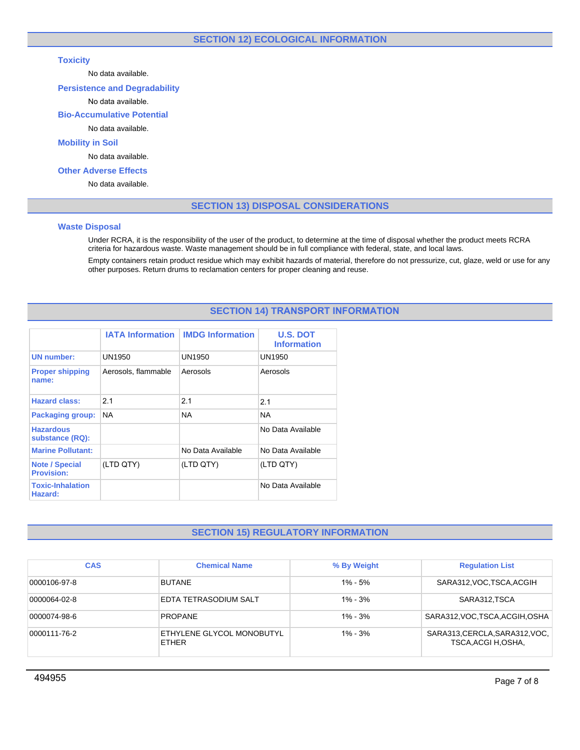## SECTION 12) ECOLOGICAL INFORMATION

### Toxicity

No data available.

### Persistence and Degradability

No data available.

### Bio-Accumulative Potential

No data available.

### Mobility in Soil

No data available.

### Other Adverse Effects

No data available.

## SECTION 13) DISPOSAL CONSIDERATIONS

### Waste Disposal

Under RCRA, it is the responsibility of the user of the product, to determine at the time of disposal whether the product meets RCRA criteria for hazardous waste. Waste management should be in full compliance with federal, state, and local laws.

Empty containers retain product residue which may exhibit hazards of material, therefore do not pressurize, cut, glaze, weld or use for any other purposes. Return drums to reclamation centers for proper cleaning and reuse.

## SECTION 14) TRANSPORT INFORMATION

| | IATA Information | IMDG Information | U.S. DOT Information |
|---|---|---|---|
| UN number: | UN1950 | UN1950 | UN1950 |
| Proper shipping name: | Aerosols, flammable | Aerosols | Aerosols |
| Hazard class: | 2.1 | 2.1 | 2.1 |
| Packaging group: | NA | NA | NA |
| Hazardous substance (RQ): | | | No Data Available |
| Marine Pollutant: | | No Data Available | No Data Available |
| Note / Special Provision: | (LTD QTY) | (LTD QTY) | (LTD QTY) |
| Toxic-Inhalation Hazard: | | | No Data Available |

## SECTION 15) REGULATORY INFORMATION

| CAS | Chemical Name | % By Weight | Regulation List |
|---|---|---|---|
| 0000106-97-8 | BUTANE | 1% - 5% | SARA312,VOC,TSCA,ACGIH |
| 0000064-02-8 | EDTA TETRASODIUM SALT | 1% - 3% | SARA312,TSCA |
| 0000074-98-6 | PROPANE | 1% - 3% | SARA312,VOC,TSCA,ACGIH,OSHA |
| 0000111-76-2 | ETHYLENE GLYCOL MONOBUTYL ETHER | 1% - 3% | SARA313,CERCLA,SARA312,VOC, TSCA,ACGI H,OSHA, |

494955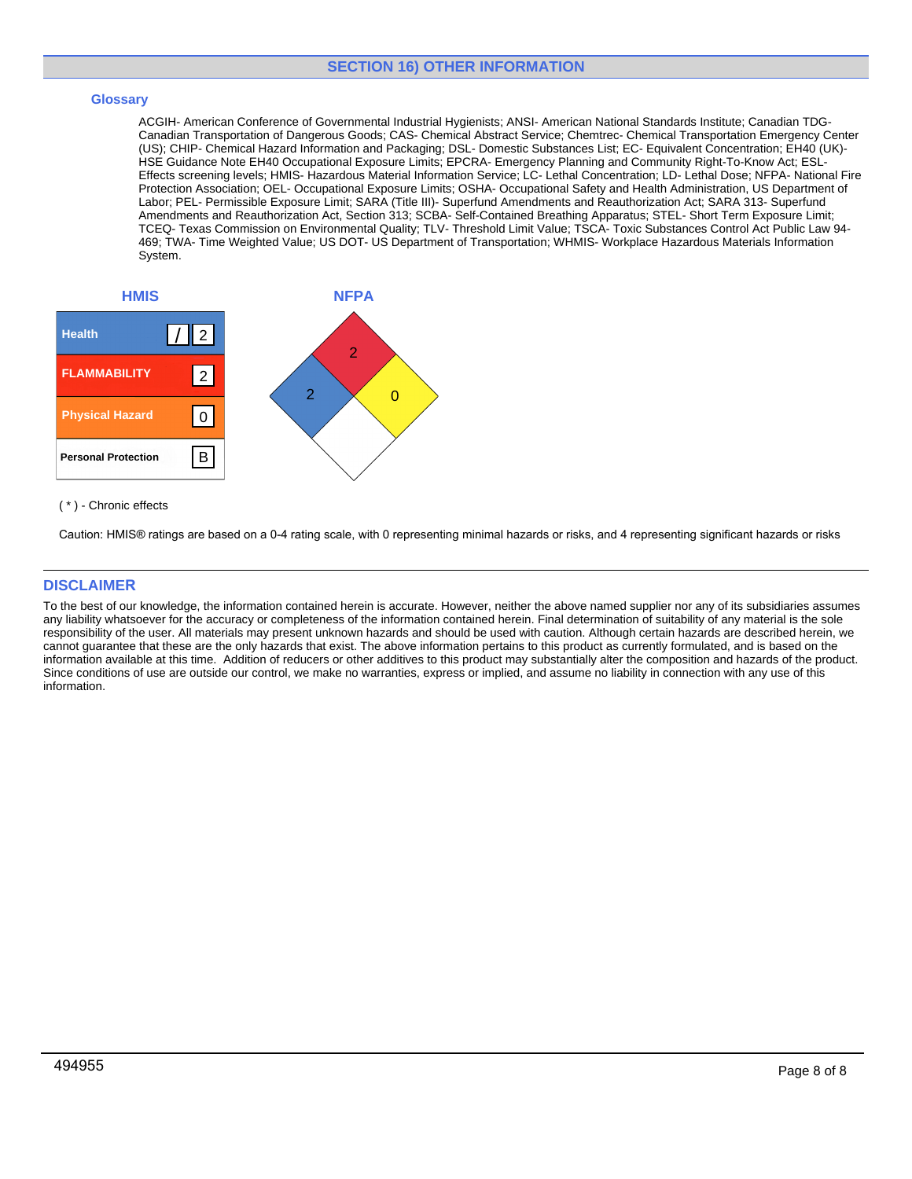## SECTION 16) OTHER INFORMATION

### Glossary

ACGIH- American Conference of Governmental Industrial Hygienists; ANSI- American National Standards Institute; Canadian TDG- Canadian Transportation of Dangerous Goods; CAS- Chemical Abstract Service; Chemtrec- Chemical Transportation Emergency Center (US); CHIP- Chemical Hazard Information and Packaging; DSL- Domestic Substances List; EC- Equivalent Concentration; EH40 (UK)- HSE Guidance Note EH40 Occupational Exposure Limits; EPCRA- Emergency Planning and Community Right-To-Know Act; ESL- Effects screening levels; HMIS- Hazardous Material Information Service; LC- Lethal Concentration; LD- Lethal Dose; NFPA- National Fire Protection Association; OEL- Occupational Exposure Limits; OSHA- Occupational Safety and Health Administration, US Department of Labor; PEL- Permissible Exposure Limit; SARA (Title III)- Superfund Amendments and Reauthorization Act; SARA 313- Superfund Amendments and Reauthorization Act, Section 313; SCBA- Self-Contained Breathing Apparatus; STEL- Short Term Exposure Limit; TCEQ- Texas Commission on Environmental Quality; TLV- Threshold Limit Value; TSCA- Toxic Substances Control Act Public Law 94-469; TWA- Time Weighted Value; US DOT- US Department of Transportation; WHMIS- Workplace Hazardous Materials Information System.

### HMIS

| | | |
|---|---|---|
| Health | / | 2 |
| FLAMMABILITY | | 2 |
| Physical Hazard | | 0 |
| Personal Protection | | B |

### NFPA

2

2

0

( * ) - Chronic effects

Caution: HMIS® ratings are based on a 0-4 rating scale, with 0 representing minimal hazards or risks, and 4 representing significant hazards or risks

## DISCLAIMER

To the best of our knowledge, the information contained herein is accurate. However, neither the above named supplier nor any of its subsidiaries assumes any liability whatsoever for the accuracy or completeness of the information contained herein. Final determination of suitability of any material is the sole responsibility of the user. All materials may present unknown hazards and should be used with caution. Although certain hazards are described herein, we cannot guarantee that these are the only hazards that exist. The above information pertains to this product as currently formulated, and is based on the information available at this time. Addition of reducers or other additives to this product may substantially alter the composition and hazards of the product. Since conditions of use are outside our control, we make no warranties, express or implied, and assume no liability in connection with any use of this information.

494955